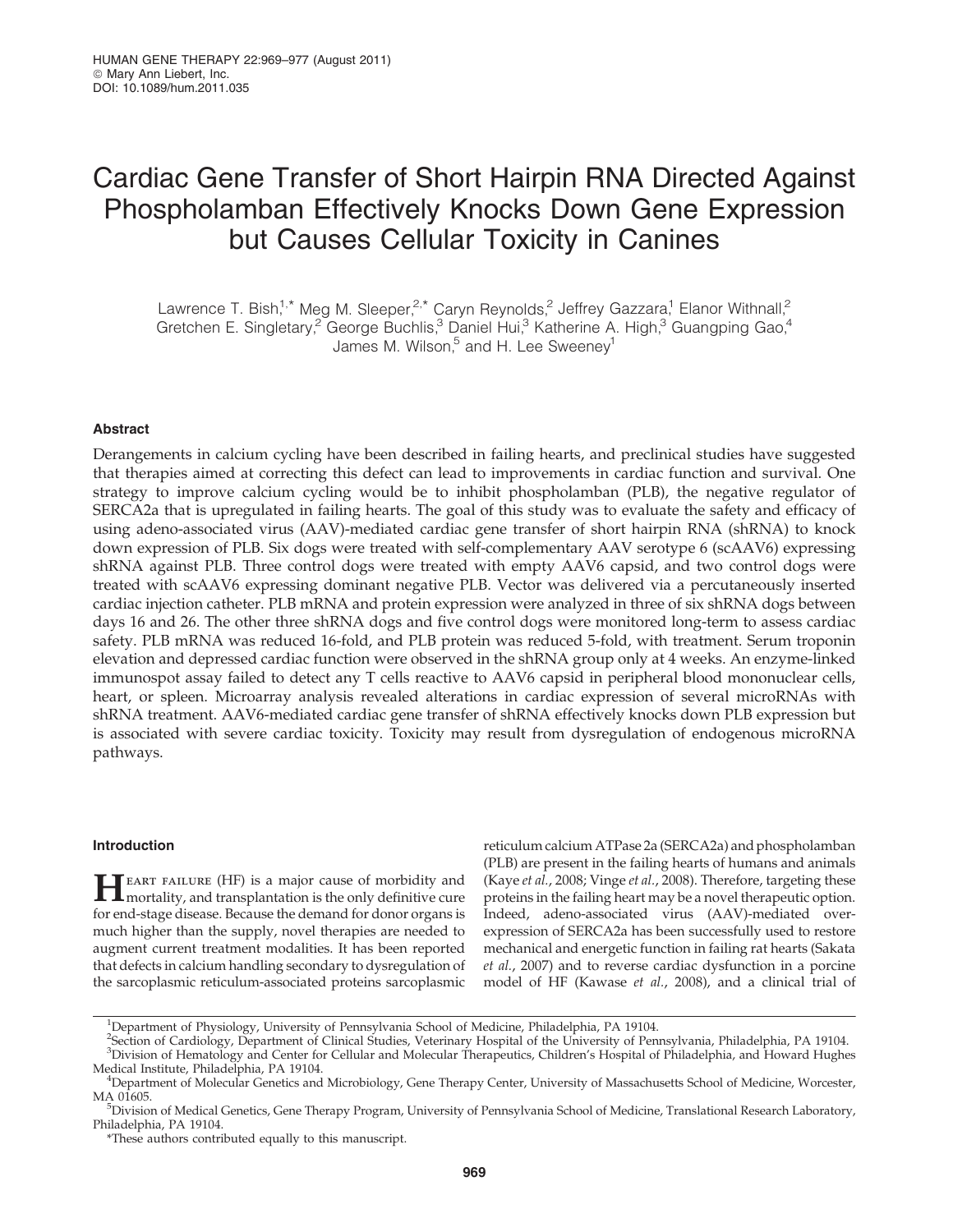# Cardiac Gene Transfer of Short Hairpin RNA Directed Against Phospholamban Effectively Knocks Down Gene Expression but Causes Cellular Toxicity in Canines

Lawrence T. Bish,[1,*] Meg M. Sleeper,[2,*] Caryn Reynolds,[2] Jeffrey Gazzara,[1] Elanor Withnall,[2] Gretchen E. Singletary,[2] George Buchlis,[3] Daniel Hui,[3] Katherine A. High,[3] Guangping Gao,[4] James M. Wilson,[5] and H. Lee Sweeney[1]

### Abstract

Derangements in calcium cycling have been described in failing hearts, and preclinical studies have suggested that therapies aimed at correcting this defect can lead to improvements in cardiac function and survival. One strategy to improve calcium cycling would be to inhibit phospholamban (PLB), the negative regulator of SERCA2a that is upregulated in failing hearts. The goal of this study was to evaluate the safety and efficacy of using adeno-associated virus (AAV)-mediated cardiac gene transfer of short hairpin RNA (shRNA) to knock down expression of PLB. Six dogs were treated with self-complementary AAV serotype 6 (scAAV6) expressing shRNA against PLB. Three control dogs were treated with empty AAV6 capsid, and two control dogs were treated with scAAV6 expressing dominant negative PLB. Vector was delivered via a percutaneously inserted cardiac injection catheter. PLB mRNA and protein expression were analyzed in three of six shRNA dogs between days 16 and 26. The other three shRNA dogs and five control dogs were monitored long-term to assess cardiac safety. PLB mRNA was reduced 16-fold, and PLB protein was reduced 5-fold, with treatment. Serum troponin elevation and depressed cardiac function were observed in the shRNA group only at 4 weeks. An enzyme-linked immunospot assay failed to detect any T cells reactive to AAV6 capsid in peripheral blood mononuclear cells, heart, or spleen. Microarray analysis revealed alterations in cardiac expression of several microRNAs with shRNA treatment. AAV6-mediated cardiac gene transfer of shRNA effectively knocks down PLB expression but is associated with severe cardiac toxicity. Toxicity may result from dysregulation of endogenous microRNA pathways.

### Introduction

Heart failure (HF) is a major cause of morbidity and mortality, and transplantation is the only definitive cure for end-stage disease. Because the demand for donor organs is much higher than the supply, novel therapies are needed to augment current treatment modalities. It has been reported that defects in calcium handling secondary to dysregulation of the sarcoplasmic reticulum-associated proteins sarcoplasmic reticulum calcium ATPase 2a (SERCA2a) and phospholamban (PLB) are present in the failing hearts of humans and animals (Kaye *et al.*, 2008; Vinge *et al.*, 2008). Therefore, targeting these proteins in the failing heart may be a novel therapeutic option. Indeed, adeno-associated virus (AAV)-mediated overexpression of SERCA2a has been successfully used to restore mechanical and energetic function in failing rat hearts (Sakata *et al.*, 2007) and to reverse cardiac dysfunction in a porcine model of HF (Kawase *et al.*, 2008), and a clinical trial of

---

[1]Department of Physiology, University of Pennsylvania School of Medicine, Philadelphia, PA 19104.
[2]Section of Cardiology, Department of Clinical Studies, Veterinary Hospital of the University of Pennsylvania, Philadelphia, PA 19104.
[3]Division of Hematology and Center for Cellular and Molecular Therapeutics, Children's Hospital of Philadelphia, and Howard Hughes Medical Institute, Philadelphia, PA 19104.
[4]Department of Molecular Genetics and Microbiology, Gene Therapy Center, University of Massachusetts School of Medicine, Worcester, MA 01605.
[5]Division of Medical Genetics, Gene Therapy Program, University of Pennsylvania School of Medicine, Translational Research Laboratory, Philadelphia, PA 19104.
*These authors contributed equally to this manuscript.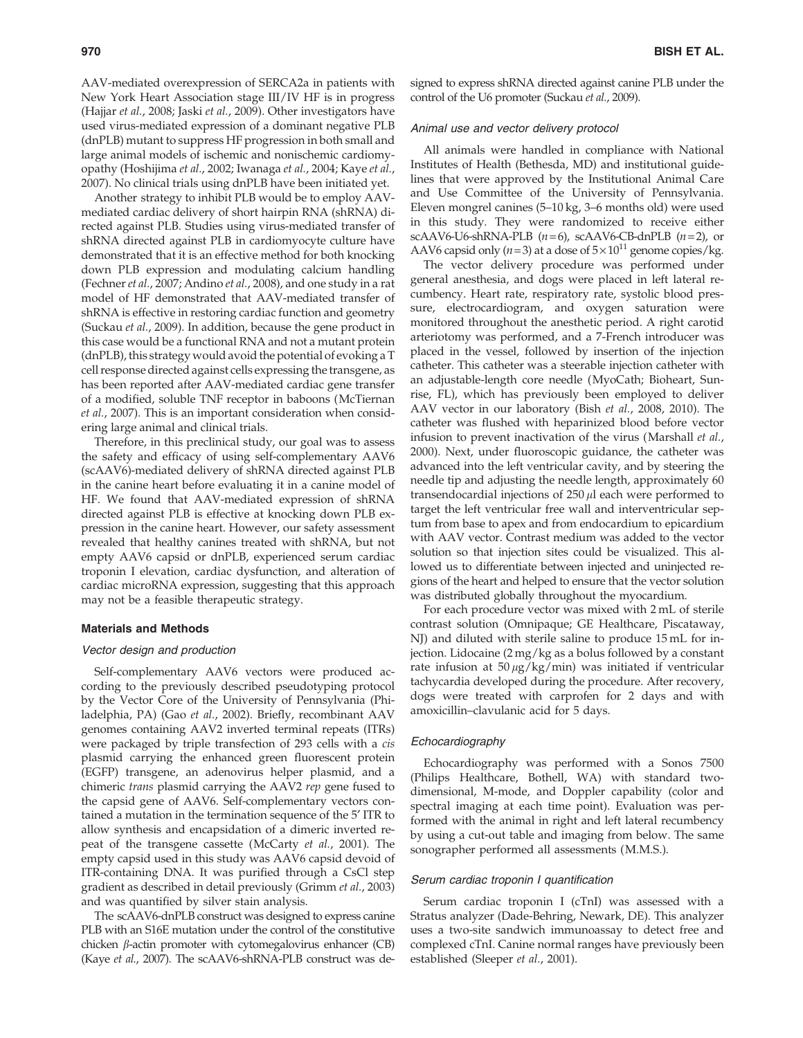AAV-mediated overexpression of SERCA2a in patients with New York Heart Association stage III/IV HF is in progress (Hajjar *et al.*, 2008; Jaski *et al.*, 2009). Other investigators have used virus-mediated expression of a dominant negative PLB (dnPLB) mutant to suppress HF progression in both small and large animal models of ischemic and nonischemic cardiomyopathy (Hoshijima *et al.*, 2002; Iwanaga *et al.*, 2004; Kaye *et al.*, 2007). No clinical trials using dnPLB have been initiated yet.

Another strategy to inhibit PLB would be to employ AAV-mediated cardiac delivery of short hairpin RNA (shRNA) directed against PLB. Studies using virus-mediated transfer of shRNA directed against PLB in cardiomyocyte culture have demonstrated that it is an effective method for both knocking down PLB expression and modulating calcium handling (Fechner *et al.*, 2007; Andino *et al.*, 2008), and one study in a rat model of HF demonstrated that AAV-mediated transfer of shRNA is effective in restoring cardiac function and geometry (Suckau *et al.*, 2009). In addition, because the gene product in this case would be a functional RNA and not a mutant protein (dnPLB), this strategy would avoid the potential of evoking a T cell response directed against cells expressing the transgene, as has been reported after AAV-mediated cardiac gene transfer of a modified, soluble TNF receptor in baboons (McTiernan *et al.*, 2007). This is an important consideration when considering large animal and clinical trials.

Therefore, in this preclinical study, our goal was to assess the safety and efficacy of using self-complementary AAV6 (scAAV6)-mediated delivery of shRNA directed against PLB in the canine heart before evaluating it in a canine model of HF. We found that AAV-mediated expression of shRNA directed against PLB is effective at knocking down PLB expression in the canine heart. However, our safety assessment revealed that healthy canines treated with shRNA, but not empty AAV6 capsid or dnPLB, experienced serum cardiac troponin I elevation, cardiac dysfunction, and alteration of cardiac microRNA expression, suggesting that this approach may not be a feasible therapeutic strategy.

## Materials and Methods

### Vector design and production

Self-complementary AAV6 vectors were produced according to the previously described pseudotyping protocol by the Vector Core of the University of Pennsylvania (Philadelphia, PA) (Gao *et al.*, 2002). Briefly, recombinant AAV genomes containing AAV2 inverted terminal repeats (ITRs) were packaged by triple transfection of 293 cells with a *cis* plasmid carrying the enhanced green fluorescent protein (EGFP) transgene, an adenovirus helper plasmid, and a chimeric *trans* plasmid carrying the AAV2 *rep* gene fused to the capsid gene of AAV6. Self-complementary vectors contained a mutation in the termination sequence of the 5′ ITR to allow synthesis and encapsidation of a dimeric inverted repeat of the transgene cassette (McCarty *et al.*, 2001). The empty capsid used in this study was AAV6 capsid devoid of ITR-containing DNA. It was purified through a CsCl step gradient as described in detail previously (Grimm *et al.*, 2003) and was quantified by silver stain analysis.

The scAAV6-dnPLB construct was designed to express canine PLB with an S16E mutation under the control of the constitutive chicken β-actin promoter with cytomegalovirus enhancer (CB) (Kaye *et al.*, 2007). The scAAV6-shRNA-PLB construct was designed to express shRNA directed against canine PLB under the control of the U6 promoter (Suckau *et al.*, 2009).

### Animal use and vector delivery protocol

All animals were handled in compliance with National Institutes of Health (Bethesda, MD) and institutional guidelines that were approved by the Institutional Animal Care and Use Committee of the University of Pennsylvania. Eleven mongrel canines (5–10 kg, 3–6 months old) were used in this study. They were randomized to receive either scAAV6-U6-shRNA-PLB ($n=6$), scAAV6-CB-dnPLB ($n=2$), or AAV6 capsid only ($n=3$) at a dose of $5\times10^{11}$ genome copies/kg.

The vector delivery procedure was performed under general anesthesia, and dogs were placed in left lateral recumbency. Heart rate, respiratory rate, systolic blood pressure, electrocardiogram, and oxygen saturation were monitored throughout the anesthetic period. A right carotid arteriotomy was performed, and a 7-French introducer was placed in the vessel, followed by insertion of the injection catheter. This catheter was a steerable injection catheter with an adjustable-length core needle (MyoCath; Bioheart, Sunrise, FL), which has previously been employed to deliver AAV vector in our laboratory (Bish *et al.*, 2008, 2010). The catheter was flushed with heparinized blood before vector infusion to prevent inactivation of the virus (Marshall *et al.*, 2000). Next, under fluoroscopic guidance, the catheter was advanced into the left ventricular cavity, and by steering the needle tip and adjusting the needle length, approximately 60 transendocardial injections of 250 μl each were performed to target the left ventricular free wall and interventricular septum from base to apex and from endocardium to epicardium with AAV vector. Contrast medium was added to the vector solution so that injection sites could be visualized. This allowed us to differentiate between injected and uninjected regions of the heart and helped to ensure that the vector solution was distributed globally throughout the myocardium.

For each procedure vector was mixed with 2 mL of sterile contrast solution (Omnipaque; GE Healthcare, Piscataway, NJ) and diluted with sterile saline to produce 15 mL for injection. Lidocaine (2 mg/kg as a bolus followed by a constant rate infusion at 50 μg/kg/min) was initiated if ventricular tachycardia developed during the procedure. After recovery, dogs were treated with carprofen for 2 days and with amoxicillin–clavulanic acid for 5 days.

### Echocardiography

Echocardiography was performed with a Sonos 7500 (Philips Healthcare, Bothell, WA) with standard two-dimensional, M-mode, and Doppler capability (color and spectral imaging at each time point). Evaluation was performed with the animal in right and left lateral recumbency by using a cut-out table and imaging from below. The same sonographer performed all assessments (M.M.S.).

### Serum cardiac troponin I quantification

Serum cardiac troponin I (cTnI) was assessed with a Stratus analyzer (Dade-Behring, Newark, DE). This analyzer uses a two-site sandwich immunoassay to detect free and complexed cTnI. Canine normal ranges have previously been established (Sleeper *et al.*, 2001).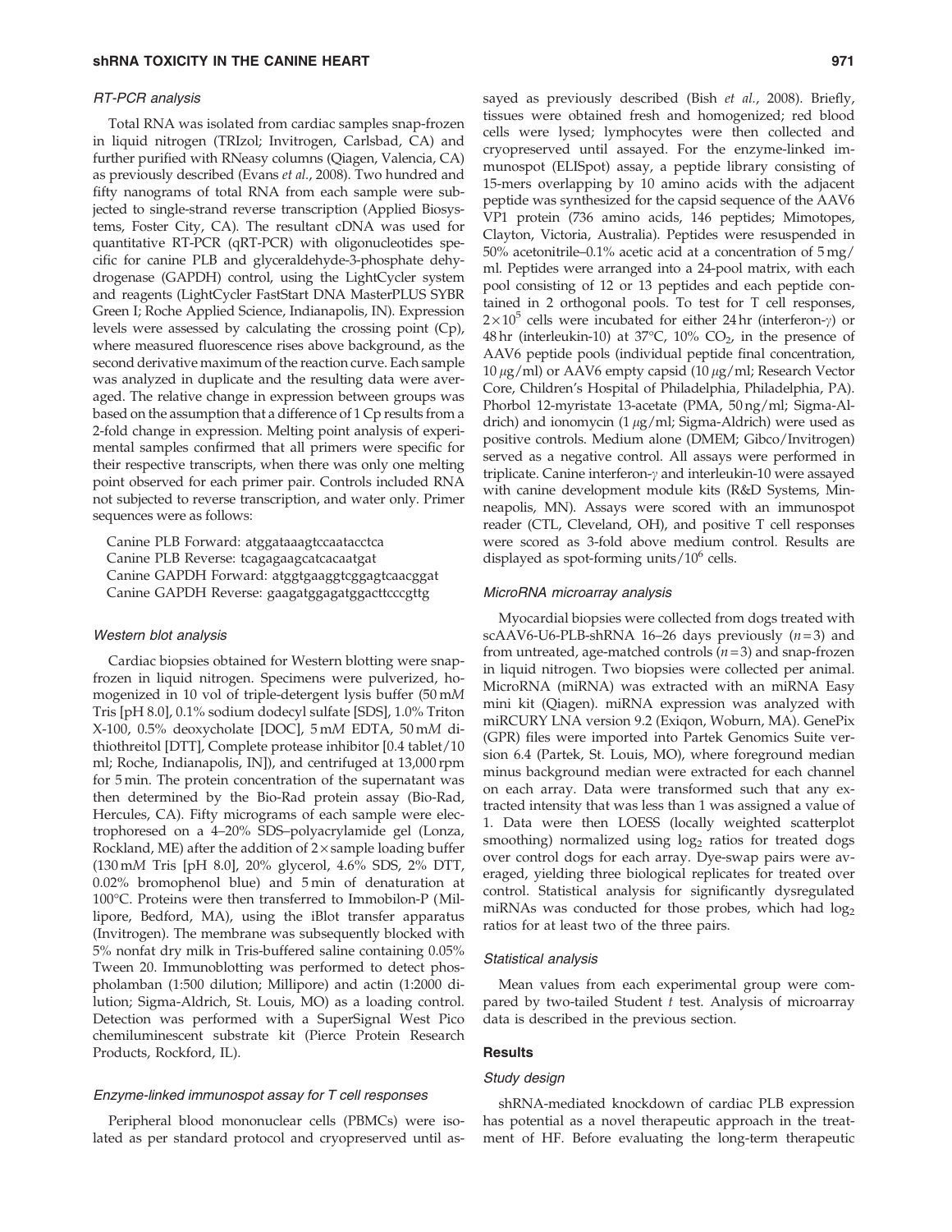### RT-PCR analysis

Total RNA was isolated from cardiac samples snap-frozen in liquid nitrogen (TRIzol; Invitrogen, Carlsbad, CA) and further purified with RNeasy columns (Qiagen, Valencia, CA) as previously described (Evans *et al.*, 2008). Two hundred and fifty nanograms of total RNA from each sample were subjected to single-strand reverse transcription (Applied Biosystems, Foster City, CA). The resultant cDNA was used for quantitative RT-PCR (qRT-PCR) with oligonucleotides specific for canine PLB and glyceraldehyde-3-phosphate dehydrogenase (GAPDH) control, using the LightCycler system and reagents (LightCycler FastStart DNA MasterPLUS SYBR Green I; Roche Applied Science, Indianapolis, IN). Expression levels were assessed by calculating the crossing point (Cp), where measured fluorescence rises above background, as the second derivative maximum of the reaction curve. Each sample was analyzed in duplicate and the resulting data were averaged. The relative change in expression between groups was based on the assumption that a difference of 1 Cp results from a 2-fold change in expression. Melting point analysis of experimental samples confirmed that all primers were specific for their respective transcripts, when there was only one melting point observed for each primer pair. Controls included RNA not subjected to reverse transcription, and water only. Primer sequences were as follows:

Canine PLB Forward: atggataaagtccaatacctca
Canine PLB Reverse: tcagagaagcatcacaatgat
Canine GAPDH Forward: atggtgaaggtcggagtcaacggat
Canine GAPDH Reverse: gaagatggagatggacttcccgttg

### Western blot analysis

Cardiac biopsies obtained for Western blotting were snap-frozen in liquid nitrogen. Specimens were pulverized, homogenized in 10 vol of triple-detergent lysis buffer (50 m*M* Tris [pH 8.0], 0.1% sodium dodecyl sulfate [SDS], 1.0% Triton X-100, 0.5% deoxycholate [DOC], 5 m*M* EDTA, 50 m*M* dithiothreitol [DTT], Complete protease inhibitor [0.4 tablet/10 ml; Roche, Indianapolis, IN]), and centrifuged at 13,000 rpm for 5 min. The protein concentration of the supernatant was then determined by the Bio-Rad protein assay (Bio-Rad, Hercules, CA). Fifty micrograms of each sample were electrophoresed on a 4–20% SDS–polyacrylamide gel (Lonza, Rockland, ME) after the addition of 2× sample loading buffer (130 m*M* Tris [pH 8.0], 20% glycerol, 4.6% SDS, 2% DTT, 0.02% bromophenol blue) and 5 min of denaturation at 100°C. Proteins were then transferred to Immobilon-P (Millipore, Bedford, MA), using the iBlot transfer apparatus (Invitrogen). The membrane was subsequently blocked with 5% nonfat dry milk in Tris-buffered saline containing 0.05% Tween 20. Immunoblotting was performed to detect phospholamban (1:500 dilution; Millipore) and actin (1:2000 dilution; Sigma-Aldrich, St. Louis, MO) as a loading control. Detection was performed with a SuperSignal West Pico chemiluminescent substrate kit (Pierce Protein Research Products, Rockford, IL).

### Enzyme-linked immunospot assay for T cell responses

Peripheral blood mononuclear cells (PBMCs) were isolated as per standard protocol and cryopreserved until assayed as previously described (Bish *et al.*, 2008). Briefly, tissues were obtained fresh and homogenized; red blood cells were lysed; lymphocytes were then collected and cryopreserved until assayed. For the enzyme-linked immunospot (ELISpot) assay, a peptide library consisting of 15-mers overlapping by 10 amino acids with the adjacent peptide was synthesized for the capsid sequence of the AAV6 VP1 protein (736 amino acids, 146 peptides; Mimotopes, Clayton, Victoria, Australia). Peptides were resuspended in 50% acetonitrile–0.1% acetic acid at a concentration of 5 mg/ml. Peptides were arranged into a 24-pool matrix, with each pool consisting of 12 or 13 peptides and each peptide contained in 2 orthogonal pools. To test for T cell responses, $2\times10^5$ cells were incubated for either 24 hr (interferon-$\gamma$) or 48 hr (interleukin-10) at 37°C, 10% $CO_2$, in the presence of AAV6 peptide pools (individual peptide final concentration, 10 $\mu$g/ml) or AAV6 empty capsid (10 $\mu$g/ml; Research Vector Core, Children's Hospital of Philadelphia, Philadelphia, PA). Phorbol 12-myristate 13-acetate (PMA, 50 ng/ml; Sigma-Aldrich) and ionomycin (1 $\mu$g/ml; Sigma-Aldrich) were used as positive controls. Medium alone (DMEM; Gibco/Invitrogen) served as a negative control. All assays were performed in triplicate. Canine interferon-$\gamma$ and interleukin-10 were assayed with canine development module kits (R&D Systems, Minneapolis, MN). Assays were scored with an immunospot reader (CTL, Cleveland, OH), and positive T cell responses were scored as 3-fold above medium control. Results are displayed as spot-forming units/$10^6$ cells.

### MicroRNA microarray analysis

Myocardial biopsies were collected from dogs treated with scAAV6-U6-PLB-shRNA 16–26 days previously ($n=3$) and from untreated, age-matched controls ($n=3$) and snap-frozen in liquid nitrogen. Two biopsies were collected per animal. MicroRNA (miRNA) was extracted with an miRNA Easy mini kit (Qiagen). miRNA expression was analyzed with miRCURY LNA version 9.2 (Exiqon, Woburn, MA). GenePix (GPR) files were imported into Partek Genomics Suite version 6.4 (Partek, St. Louis, MO), where foreground median minus background median were extracted for each channel on each array. Data were transformed such that any extracted intensity that was less than 1 was assigned a value of 1. Data were then LOESS (locally weighted scatterplot smoothing) normalized using $\log_2$ ratios for treated dogs over control dogs for each array. Dye-swap pairs were averaged, yielding three biological replicates for treated over control. Statistical analysis for significantly dysregulated miRNAs was conducted for those probes, which had $\log_2$ ratios for at least two of the three pairs.

### Statistical analysis

Mean values from each experimental group were compared by two-tailed Student *t* test. Analysis of microarray data is described in the previous section.

## Results

### Study design

shRNA-mediated knockdown of cardiac PLB expression has potential as a novel therapeutic approach in the treatment of HF. Before evaluating the long-term therapeutic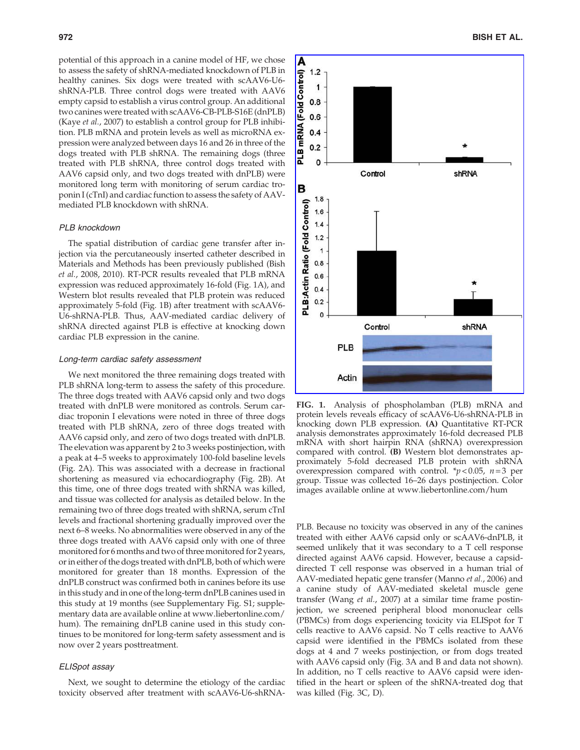potential of this approach in a canine model of HF, we chose to assess the safety of shRNA-mediated knockdown of PLB in healthy canines. Six dogs were treated with scAAV6-U6-shRNA-PLB. Three control dogs were treated with AAV6 empty capsid to establish a virus control group. An additional two canines were treated with scAAV6-CB-PLB-S16E (dnPLB) (Kaye *et al.*, 2007) to establish a control group for PLB inhibition. PLB mRNA and protein levels as well as microRNA expression were analyzed between days 16 and 26 in three of the dogs treated with PLB shRNA. The remaining dogs (three treated with PLB shRNA, three control dogs treated with AAV6 capsid only, and two dogs treated with dnPLB) were monitored long term with monitoring of serum cardiac troponin I (cTnI) and cardiac function to assess the safety of AAV-mediated PLB knockdown with shRNA.

### *PLB knockdown*

The spatial distribution of cardiac gene transfer after injection via the percutaneously inserted catheter described in Materials and Methods has been previously published (Bish *et al.*, 2008, 2010). RT-PCR results revealed that PLB mRNA expression was reduced approximately 16-fold (Fig. 1A), and Western blot results revealed that PLB protein was reduced approximately 5-fold (Fig. 1B) after treatment with scAAV6-U6-shRNA-PLB. Thus, AAV-mediated cardiac delivery of shRNA directed against PLB is effective at knocking down cardiac PLB expression in the canine.

### *Long-term cardiac safety assessment*

We next monitored the three remaining dogs treated with PLB shRNA long-term to assess the safety of this procedure. The three dogs treated with AAV6 capsid only and two dogs treated with dnPLB were monitored as controls. Serum cardiac troponin I elevations were noted in three of three dogs treated with PLB shRNA, zero of three dogs treated with AAV6 capsid only, and zero of two dogs treated with dnPLB. The elevation was apparent by 2 to 3 weeks postinjection, with a peak at 4–5 weeks to approximately 100-fold baseline levels (Fig. 2A). This was associated with a decrease in fractional shortening as measured via echocardiography (Fig. 2B). At this time, one of three dogs treated with shRNA was killed, and tissue was collected for analysis as detailed below. In the remaining two of three dogs treated with shRNA, serum cTnI levels and fractional shortening gradually improved over the next 6–8 weeks. No abnormalities were observed in any of the three dogs treated with AAV6 capsid only with one of three monitored for 6 months and two of three monitored for 2 years, or in either of the dogs treated with dnPLB, both of which were monitored for greater than 18 months. Expression of the dnPLB construct was confirmed both in canines before its use in this study and in one of the long-term dnPLB canines used in this study at 19 months (see Supplementary Fig. S1; supplementary data are available online at www.liebertonline.com/hum). The remaining dnPLB canine used in this study continues to be monitored for long-term safety assessment and is now over 2 years posttreatment.

### *ELISpot assay*

Next, we sought to determine the etiology of the cardiac toxicity observed after treatment with scAAV6-U6-shRNA-PLB. Because no toxicity was observed in any of the canines treated with either AAV6 capsid only or scAAV6-dnPLB, it seemed unlikely that it was secondary to a T cell response directed against AAV6 capsid. However, because a capsid-directed T cell response was observed in a human trial of AAV-mediated hepatic gene transfer (Manno *et al.*, 2006) and a canine study of AAV-mediated skeletal muscle gene transfer (Wang *et al.*, 2007) at a similar time frame postinjection, we screened peripheral blood mononuclear cells (PBMCs) from dogs experiencing toxicity via ELISpot for T cells reactive to AAV6 capsid. No T cells reactive to AAV6 capsid were identified in the PBMCs isolated from these dogs at 4 and 7 weeks postinjection, or from dogs treated with AAV6 capsid only (Fig. 3A and B and data not shown). In addition, no T cells reactive to AAV6 capsid were identified in the heart or spleen of the shRNA-treated dog that was killed (Fig. 3C, D).

**FIG. 1.** Analysis of phospholamban (PLB) mRNA and protein levels reveals efficacy of scAAV6-U6-shRNA-PLB in knocking down PLB expression. **(A)** Quantitative RT-PCR analysis demonstrates approximately 16-fold decreased PLB mRNA with short hairpin RNA (shRNA) overexpression compared with control. **(B)** Western blot demonstrates approximately 5-fold decreased PLB protein with shRNA overexpression compared with control. \*$p < 0.05$, $n = 3$ per group. Tissue was collected 16–26 days postinjection. Color images available online at www.liebertonline.com/hum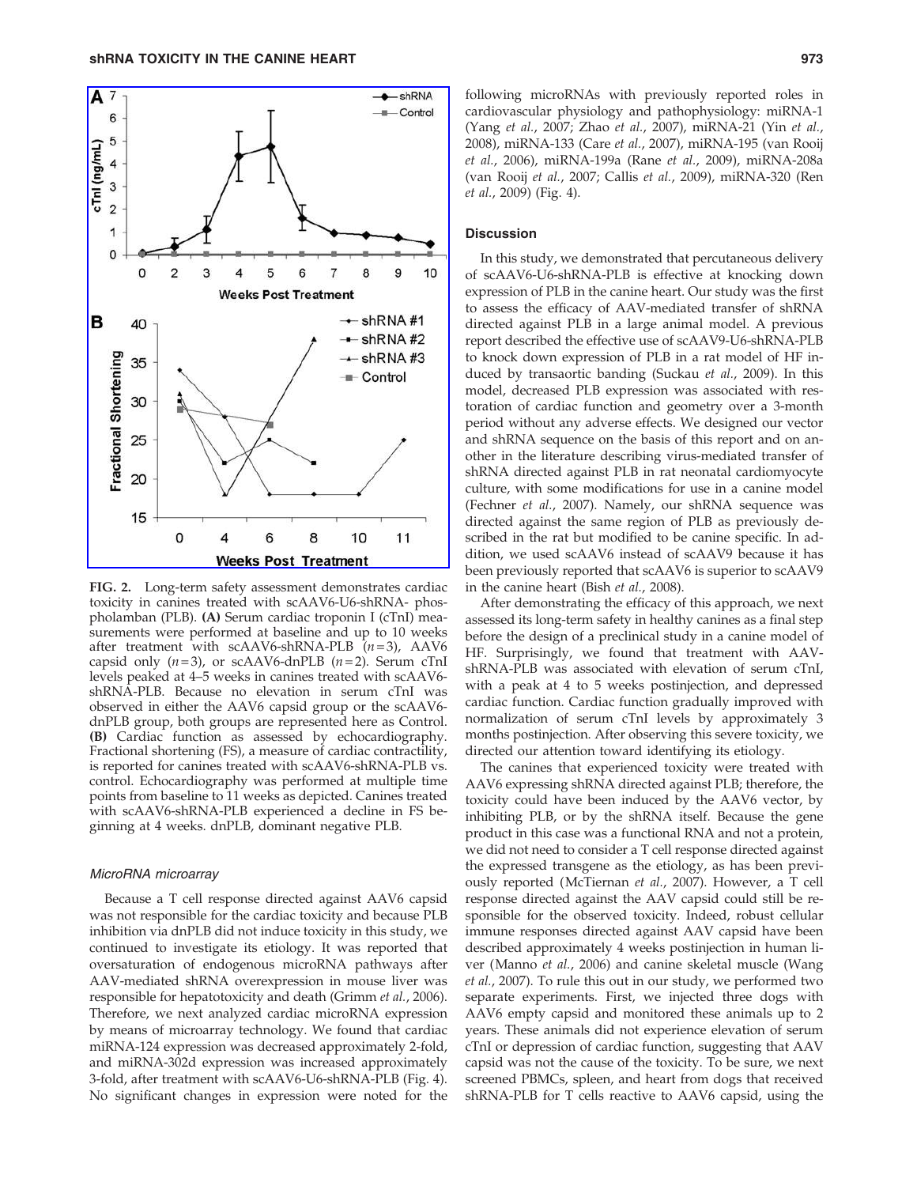FIG. 2. Long-term safety assessment demonstrates cardiac toxicity in canines treated with scAAV6-U6-shRNA- phospholamban (PLB). **(A)** Serum cardiac troponin I (cTnI) measurements were performed at baseline and up to 10 weeks after treatment with scAAV6-shRNA-PLB ($n=3$), AAV6 capsid only ($n=3$), or scAAV6-dnPLB ($n=2$). Serum cTnI levels peaked at 4–5 weeks in canines treated with scAAV6-shRNA-PLB. Because no elevation in serum cTnI was observed in either the AAV6 capsid group or the scAAV6-dnPLB group, both groups are represented here as Control. **(B)** Cardiac function as assessed by echocardiography. Fractional shortening (FS), a measure of cardiac contractility, is reported for canines treated with scAAV6-shRNA-PLB vs. control. Echocardiography was performed at multiple time points from baseline to 11 weeks as depicted. Canines treated with scAAV6-shRNA-PLB experienced a decline in FS beginning at 4 weeks. dnPLB, dominant negative PLB.

### *MicroRNA microarray*

Because a T cell response directed against AAV6 capsid was not responsible for the cardiac toxicity and because PLB inhibition via dnPLB did not induce toxicity in this study, we continued to investigate its etiology. It was reported that oversaturation of endogenous microRNA pathways after AAV-mediated shRNA overexpression in mouse liver was responsible for hepatotoxicity and death (Grimm *et al.*, 2006). Therefore, we next analyzed cardiac microRNA expression by means of microarray technology. We found that cardiac miRNA-124 expression was decreased approximately 2-fold, and miRNA-302d expression was increased approximately 3-fold, after treatment with scAAV6-U6-shRNA-PLB (Fig. 4). No significant changes in expression were noted for the following microRNAs with previously reported roles in cardiovascular physiology and pathophysiology: miRNA-1 (Yang *et al.*, 2007; Zhao *et al.*, 2007), miRNA-21 (Yin *et al.*, 2008), miRNA-133 (Care *et al.*, 2007), miRNA-195 (van Rooij *et al.*, 2006), miRNA-199a (Rane *et al.*, 2009), miRNA-208a (van Rooij *et al.*, 2007; Callis *et al.*, 2009), miRNA-320 (Ren *et al.*, 2009) (Fig. 4).

## Discussion

In this study, we demonstrated that percutaneous delivery of scAAV6-U6-shRNA-PLB is effective at knocking down expression of PLB in the canine heart. Our study was the first to assess the efficacy of AAV-mediated transfer of shRNA directed against PLB in a large animal model. A previous report described the effective use of scAAV9-U6-shRNA-PLB to knock down expression of PLB in a rat model of HF induced by transaortic banding (Suckau *et al.*, 2009). In this model, decreased PLB expression was associated with restoration of cardiac function and geometry over a 3-month period without any adverse effects. We designed our vector and shRNA sequence on the basis of this report and on another in the literature describing virus-mediated transfer of shRNA directed against PLB in rat neonatal cardiomyocyte culture, with some modifications for use in a canine model (Fechner *et al.*, 2007). Namely, our shRNA sequence was directed against the same region of PLB as previously described in the rat but modified to be canine specific. In addition, we used scAAV6 instead of scAAV9 because it has been previously reported that scAAV6 is superior to scAAV9 in the canine heart (Bish *et al.*, 2008).

After demonstrating the efficacy of this approach, we next assessed its long-term safety in healthy canines as a final step before the design of a preclinical study in a canine model of HF. Surprisingly, we found that treatment with AAV-shRNA-PLB was associated with elevation of serum cTnI, with a peak at 4 to 5 weeks postinjection, and depressed cardiac function. Cardiac function gradually improved with normalization of serum cTnI levels by approximately 3 months postinjection. After observing this severe toxicity, we directed our attention toward identifying its etiology.

The canines that experienced toxicity were treated with AAV6 expressing shRNA directed against PLB; therefore, the toxicity could have been induced by the AAV6 vector, by inhibiting PLB, or by the shRNA itself. Because the gene product in this case was a functional RNA and not a protein, we did not need to consider a T cell response directed against the expressed transgene as the etiology, as has been previously reported (McTiernan *et al.*, 2007). However, a T cell response directed against the AAV capsid could still be responsible for the observed toxicity. Indeed, robust cellular immune responses directed against AAV capsid have been described approximately 4 weeks postinjection in human liver (Manno *et al.*, 2006) and canine skeletal muscle (Wang *et al.*, 2007). To rule this out in our study, we performed two separate experiments. First, we injected three dogs with AAV6 empty capsid and monitored these animals up to 2 years. These animals did not experience elevation of serum cTnI or depression of cardiac function, suggesting that AAV capsid was not the cause of the toxicity. To be sure, we next screened PBMCs, spleen, and heart from dogs that received shRNA-PLB for T cells reactive to AAV6 capsid, using the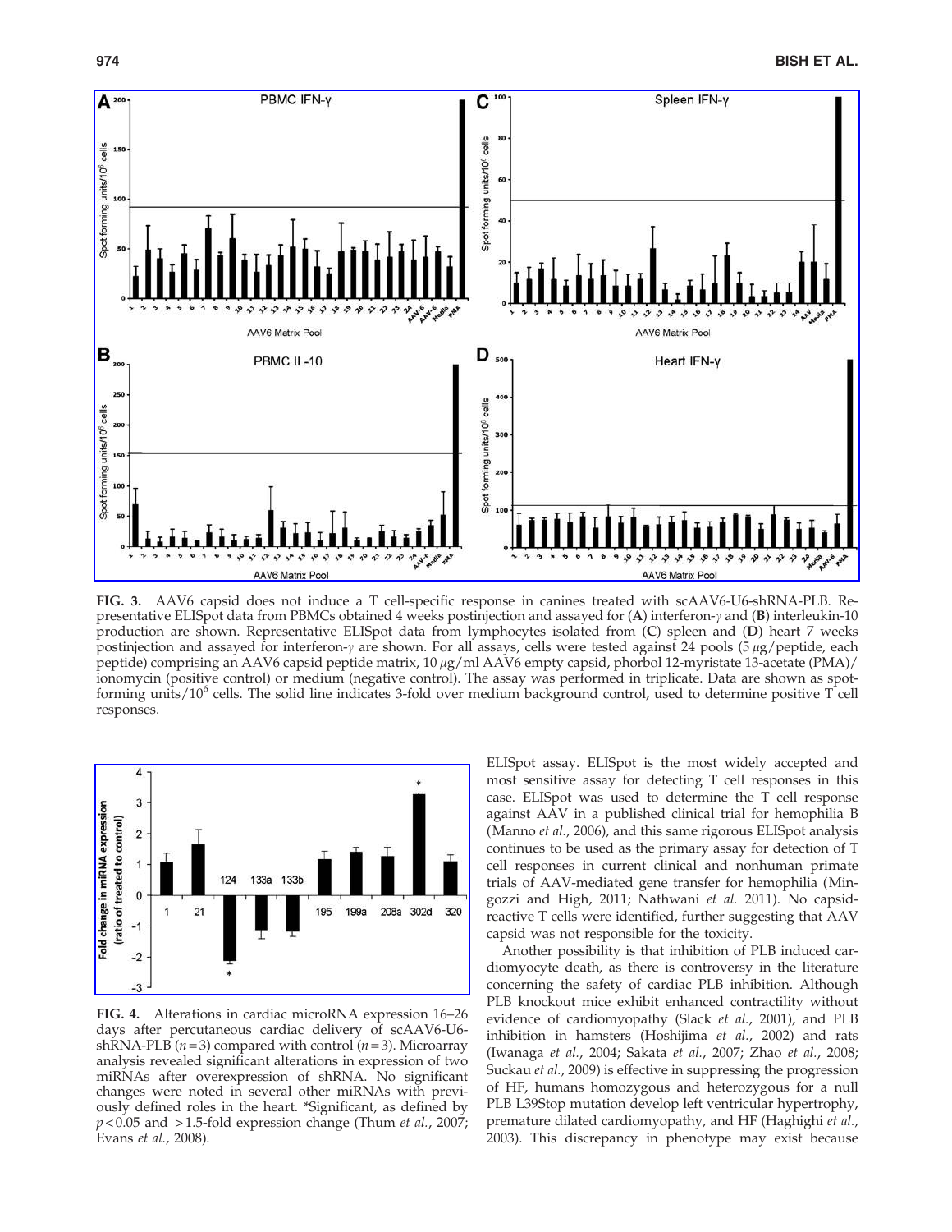**FIG. 3.** AAV6 capsid does not induce a T cell-specific response in canines treated with scAAV6-U6-shRNA-PLB. Representative ELISpot data from PBMCs obtained 4 weeks postinjection and assayed for (**A**) interferon-$\gamma$ and (**B**) interleukin-10 production are shown. Representative ELISpot data from lymphocytes isolated from (**C**) spleen and (**D**) heart 7 weeks postinjection and assayed for interferon-$\gamma$ are shown. For all assays, cells were tested against 24 pools (5 $\mu$g/peptide, each peptide) comprising an AAV6 capsid peptide matrix, 10 $\mu$g/ml AAV6 empty capsid, phorbol 12-myristate 13-acetate (PMA)/ionomycin (positive control) or medium (negative control). The assay was performed in triplicate. Data are shown as spot-forming units/$10^6$ cells. The solid line indicates 3-fold over medium background control, used to determine positive T cell responses.

**FIG. 4.** Alterations in cardiac microRNA expression 16–26 days after percutaneous cardiac delivery of scAAV6-U6-shRNA-PLB ($n=3$) compared with control ($n=3$). Microarray analysis revealed significant alterations in expression of two miRNAs after overexpression of shRNA. No significant changes were noted in several other miRNAs with previously defined roles in the heart. *Significant, as defined by $p<0.05$ and $>1.5$-fold expression change (Thum *et al.*, 2007; Evans *et al.*, 2008).

ELISpot assay. ELISpot is the most widely accepted and most sensitive assay for detecting T cell responses in this case. ELISpot was used to determine the T cell response against AAV in a published clinical trial for hemophilia B (Manno *et al.*, 2006), and this same rigorous ELISpot analysis continues to be used as the primary assay for detection of T cell responses in current clinical and nonhuman primate trials of AAV-mediated gene transfer for hemophilia (Mingozzi and High, 2011; Nathwani *et al.* 2011). No capsid-reactive T cells were identified, further suggesting that AAV capsid was not responsible for the toxicity.

Another possibility is that inhibition of PLB induced cardiomyocyte death, as there is controversy in the literature concerning the safety of cardiac PLB inhibition. Although PLB knockout mice exhibit enhanced contractility without evidence of cardiomyopathy (Slack *et al.*, 2001), and PLB inhibition in hamsters (Hoshijima *et al.*, 2002) and rats (Iwanaga *et al.*, 2004; Sakata *et al.*, 2007; Zhao *et al.*, 2008; Suckau *et al.*, 2009) is effective in suppressing the progression of HF, humans homozygous and heterozygous for a null PLB L39Stop mutation develop left ventricular hypertrophy, premature dilated cardiomyopathy, and HF (Haghighi *et al.*, 2003). This discrepancy in phenotype may exist because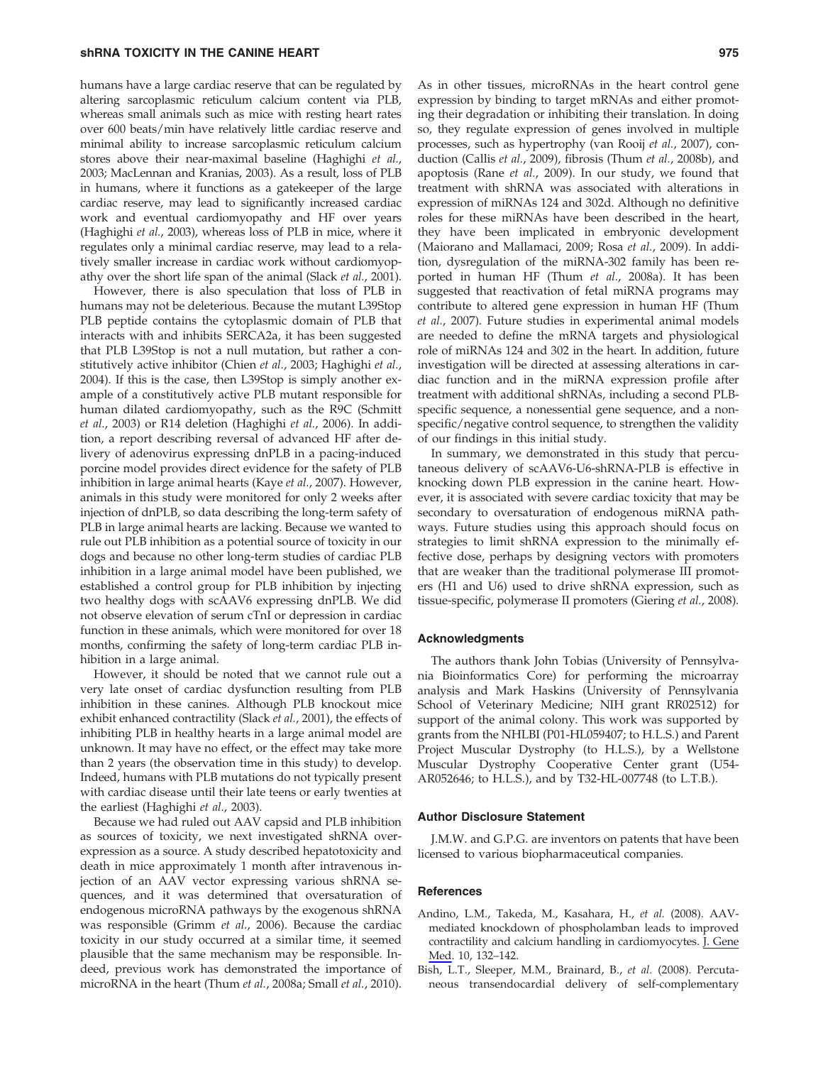humans have a large cardiac reserve that can be regulated by altering sarcoplasmic reticulum calcium content via PLB, whereas small animals such as mice with resting heart rates over 600 beats/min have relatively little cardiac reserve and minimal ability to increase sarcoplasmic reticulum calcium stores above their near-maximal baseline (Haghighi *et al.*, 2003; MacLennan and Kranias, 2003). As a result, loss of PLB in humans, where it functions as a gatekeeper of the large cardiac reserve, may lead to significantly increased cardiac work and eventual cardiomyopathy and HF over years (Haghighi *et al.*, 2003), whereas loss of PLB in mice, where it regulates only a minimal cardiac reserve, may lead to a relatively smaller increase in cardiac work without cardiomyopathy over the short life span of the animal (Slack *et al.*, 2001).

However, there is also speculation that loss of PLB in humans may not be deleterious. Because the mutant L39Stop PLB peptide contains the cytoplasmic domain of PLB that interacts with and inhibits SERCA2a, it has been suggested that PLB L39Stop is not a null mutation, but rather a constitutively active inhibitor (Chien *et al.*, 2003; Haghighi *et al.*, 2004). If this is the case, then L39Stop is simply another example of a constitutively active PLB mutant responsible for human dilated cardiomyopathy, such as the R9C (Schmitt *et al.*, 2003) or R14 deletion (Haghighi *et al.*, 2006). In addition, a report describing reversal of advanced HF after delivery of adenovirus expressing dnPLB in a pacing-induced porcine model provides direct evidence for the safety of PLB inhibition in large animal hearts (Kaye *et al.*, 2007). However, animals in this study were monitored for only 2 weeks after injection of dnPLB, so data describing the long-term safety of PLB in large animal hearts are lacking. Because we wanted to rule out PLB inhibition as a potential source of toxicity in our dogs and because no other long-term studies of cardiac PLB inhibition in a large animal model have been published, we established a control group for PLB inhibition by injecting two healthy dogs with scAAV6 expressing dnPLB. We did not observe elevation of serum cTnI or depression in cardiac function in these animals, which were monitored for over 18 months, confirming the safety of long-term cardiac PLB inhibition in a large animal.

However, it should be noted that we cannot rule out a very late onset of cardiac dysfunction resulting from PLB inhibition in these canines. Although PLB knockout mice exhibit enhanced contractility (Slack *et al.*, 2001), the effects of inhibiting PLB in healthy hearts in a large animal model are unknown. It may have no effect, or the effect may take more than 2 years (the observation time in this study) to develop. Indeed, humans with PLB mutations do not typically present with cardiac disease until their late teens or early twenties at the earliest (Haghighi *et al.*, 2003).

Because we had ruled out AAV capsid and PLB inhibition as sources of toxicity, we next investigated shRNA overexpression as a source. A study described hepatotoxicity and death in mice approximately 1 month after intravenous injection of an AAV vector expressing various shRNA sequences, and it was determined that oversaturation of endogenous microRNA pathways by the exogenous shRNA was responsible (Grimm *et al.*, 2006). Because the cardiac toxicity in our study occurred at a similar time, it seemed plausible that the same mechanism may be responsible. Indeed, previous work has demonstrated the importance of microRNA in the heart (Thum *et al.*, 2008a; Small *et al.*, 2010). As in other tissues, microRNAs in the heart control gene expression by binding to target mRNAs and either promoting their degradation or inhibiting their translation. In doing so, they regulate expression of genes involved in multiple processes, such as hypertrophy (van Rooij *et al.*, 2007), conduction (Callis *et al.*, 2009), fibrosis (Thum *et al.*, 2008b), and apoptosis (Rane *et al.*, 2009). In our study, we found that treatment with shRNA was associated with alterations in expression of miRNAs 124 and 302d. Although no definitive roles for these miRNAs have been described in the heart, they have been implicated in embryonic development (Maiorano and Mallamaci, 2009; Rosa *et al.*, 2009). In addition, dysregulation of the miRNA-302 family has been reported in human HF (Thum *et al.*, 2008a). It has been suggested that reactivation of fetal miRNA programs may contribute to altered gene expression in human HF (Thum *et al.*, 2007). Future studies in experimental animal models are needed to define the mRNA targets and physiological role of miRNAs 124 and 302 in the heart. In addition, future investigation will be directed at assessing alterations in cardiac function and in the miRNA expression profile after treatment with additional shRNAs, including a second PLB-specific sequence, a nonessential gene sequence, and a nonspecific/negative control sequence, to strengthen the validity of our findings in this initial study.

In summary, we demonstrated in this study that percutaneous delivery of scAAV6-U6-shRNA-PLB is effective in knocking down PLB expression in the canine heart. However, it is associated with severe cardiac toxicity that may be secondary to oversaturation of endogenous miRNA pathways. Future studies using this approach should focus on strategies to limit shRNA expression to the minimally effective dose, perhaps by designing vectors with promoters that are weaker than the traditional polymerase III promoters (H1 and U6) used to drive shRNA expression, such as tissue-specific, polymerase II promoters (Giering *et al.*, 2008).

## Acknowledgments

The authors thank John Tobias (University of Pennsylvania Bioinformatics Core) for performing the microarray analysis and Mark Haskins (University of Pennsylvania School of Veterinary Medicine; NIH grant RR02512) for support of the animal colony. This work was supported by grants from the NHLBI (P01-HL059407; to H.L.S.) and Parent Project Muscular Dystrophy (to H.L.S.), by a Wellstone Muscular Dystrophy Cooperative Center grant (U54-AR052646; to H.L.S.), and by T32-HL-007748 (to L.T.B.).

## Author Disclosure Statement

J.M.W. and G.P.G. are inventors on patents that have been licensed to various biopharmaceutical companies.

## References

Andino, L.M., Takeda, M., Kasahara, H., *et al.* (2008). AAV-mediated knockdown of phospholamban leads to improved contractility and calcium handling in cardiomyocytes. J. Gene Med. 10, 132–142.

Bish, L.T., Sleeper, M.M., Brainard, B., *et al.* (2008). Percutaneous transendocardial delivery of self-complementary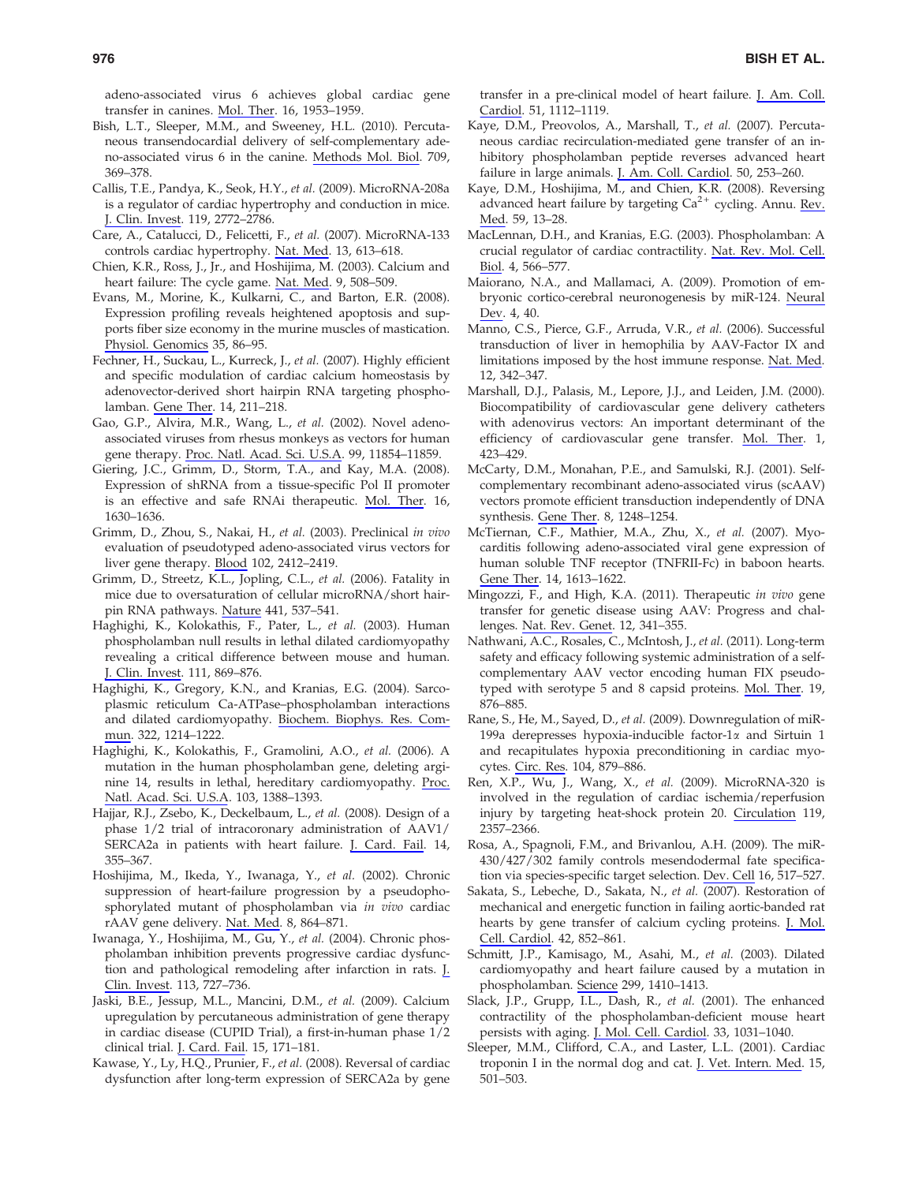adeno-associated virus 6 achieves global cardiac gene transfer in canines. Mol. Ther. 16, 1953–1959.

Bish, L.T., Sleeper, M.M., and Sweeney, H.L. (2010). Percutaneous transendocardial delivery of self-complementary adeno-associated virus 6 in the canine. Methods Mol. Biol. 709, 369–378.

Callis, T.E., Pandya, K., Seok, H.Y., *et al.* (2009). MicroRNA-208a is a regulator of cardiac hypertrophy and conduction in mice. J. Clin. Invest. 119, 2772–2786.

Care, A., Catalucci, D., Felicetti, F., *et al.* (2007). MicroRNA-133 controls cardiac hypertrophy. Nat. Med. 13, 613–618.

Chien, K.R., Ross, J., Jr., and Hoshijima, M. (2003). Calcium and heart failure: The cycle game. Nat. Med. 9, 508–509.

Evans, M., Morine, K., Kulkarni, C., and Barton, E.R. (2008). Expression profiling reveals heightened apoptosis and supports fiber size economy in the murine muscles of mastication. Physiol. Genomics 35, 86–95.

Fechner, H., Suckau, L., Kurreck, J., *et al.* (2007). Highly efficient and specific modulation of cardiac calcium homeostasis by adenovector-derived short hairpin RNA targeting phospholamban. Gene Ther. 14, 211–218.

Gao, G.P., Alvira, M.R., Wang, L., *et al.* (2002). Novel adeno-associated viruses from rhesus monkeys as vectors for human gene therapy. Proc. Natl. Acad. Sci. U.S.A. 99, 11854–11859.

Giering, J.C., Grimm, D., Storm, T.A., and Kay, M.A. (2008). Expression of shRNA from a tissue-specific Pol II promoter is an effective and safe RNAi therapeutic. Mol. Ther. 16, 1630–1636.

Grimm, D., Zhou, S., Nakai, H., *et al.* (2003). Preclinical *in vivo* evaluation of pseudotyped adeno-associated virus vectors for liver gene therapy. Blood 102, 2412–2419.

Grimm, D., Streetz, K.L., Jopling, C.L., *et al.* (2006). Fatality in mice due to oversaturation of cellular microRNA/short hairpin RNA pathways. Nature 441, 537–541.

Haghighi, K., Kolokathis, F., Pater, L., *et al.* (2003). Human phospholamban null results in lethal dilated cardiomyopathy revealing a critical difference between mouse and human. J. Clin. Invest. 111, 869–876.

Haghighi, K., Gregory, K.N., and Kranias, E.G. (2004). Sarcoplasmic reticulum Ca-ATPase–phospholamban interactions and dilated cardiomyopathy. Biochem. Biophys. Res. Commun. 322, 1214–1222.

Haghighi, K., Kolokathis, F., Gramolini, A.O., *et al.* (2006). A mutation in the human phospholamban gene, deleting arginine 14, results in lethal, hereditary cardiomyopathy. Proc. Natl. Acad. Sci. U.S.A. 103, 1388–1393.

Hajjar, R.J., Zsebo, K., Deckelbaum, L., *et al.* (2008). Design of a phase 1/2 trial of intracoronary administration of AAV1/SERCA2a in patients with heart failure. J. Card. Fail. 14, 355–367.

Hoshijima, M., Ikeda, Y., Iwanaga, Y., *et al.* (2002). Chronic suppression of heart-failure progression by a pseudophosphorylated mutant of phospholamban via *in vivo* cardiac rAAV gene delivery. Nat. Med. 8, 864–871.

Iwanaga, Y., Hoshijima, M., Gu, Y., *et al.* (2004). Chronic phospholamban inhibition prevents progressive cardiac dysfunction and pathological remodeling after infarction in rats. J. Clin. Invest. 113, 727–736.

Jaski, B.E., Jessup, M.L., Mancini, D.M., *et al.* (2009). Calcium upregulation by percutaneous administration of gene therapy in cardiac disease (CUPID Trial), a first-in-human phase 1/2 clinical trial. J. Card. Fail. 15, 171–181.

Kawase, Y., Ly, H.Q., Prunier, F., *et al.* (2008). Reversal of cardiac dysfunction after long-term expression of SERCA2a by gene transfer in a pre-clinical model of heart failure. J. Am. Coll. Cardiol. 51, 1112–1119.

Kaye, D.M., Preovolos, A., Marshall, T., *et al.* (2007). Percutaneous cardiac recirculation-mediated gene transfer of an inhibitory phospholamban peptide reverses advanced heart failure in large animals. J. Am. Coll. Cardiol. 50, 253–260.

Kaye, D.M., Hoshijima, M., and Chien, K.R. (2008). Reversing advanced heart failure by targeting $Ca^{2+}$ cycling. Annu. Rev. Med. 59, 13–28.

MacLennan, D.H., and Kranias, E.G. (2003). Phospholamban: A crucial regulator of cardiac contractility. Nat. Rev. Mol. Cell. Biol. 4, 566–577.

Maiorano, N.A., and Mallamaci, A. (2009). Promotion of embryonic cortico-cerebral neuronogenesis by miR-124. Neural Dev. 4, 40.

Manno, C.S., Pierce, G.F., Arruda, V.R., *et al.* (2006). Successful transduction of liver in hemophilia by AAV-Factor IX and limitations imposed by the host immune response. Nat. Med. 12, 342–347.

Marshall, D.J., Palasis, M., Lepore, J.J., and Leiden, J.M. (2000). Biocompatibility of cardiovascular gene delivery catheters with adenovirus vectors: An important determinant of the efficiency of cardiovascular gene transfer. Mol. Ther. 1, 423–429.

McCarty, D.M., Monahan, P.E., and Samulski, R.J. (2001). Self-complementary recombinant adeno-associated virus (scAAV) vectors promote efficient transduction independently of DNA synthesis. Gene Ther. 8, 1248–1254.

McTiernan, C.F., Mathier, M.A., Zhu, X., *et al.* (2007). Myocarditis following adeno-associated viral gene expression of human soluble TNF receptor (TNFRII-Fc) in baboon hearts. Gene Ther. 14, 1613–1622.

Mingozzi, F., and High, K.A. (2011). Therapeutic *in vivo* gene transfer for genetic disease using AAV: Progress and challenges. Nat. Rev. Genet. 12, 341–355.

Nathwani, A.C., Rosales, C., McIntosh, J., *et al.* (2011). Long-term safety and efficacy following systemic administration of a self-complementary AAV vector encoding human FIX pseudotyped with serotype 5 and 8 capsid proteins. Mol. Ther. 19, 876–885.

Rane, S., He, M., Sayed, D., *et al.* (2009). Downregulation of miR-199a derepresses hypoxia-inducible factor-1$\alpha$ and Sirtuin 1 and recapitulates hypoxia preconditioning in cardiac myocytes. Circ. Res. 104, 879–886.

Ren, X.P., Wu, J., Wang, X., *et al.* (2009). MicroRNA-320 is involved in the regulation of cardiac ischemia/reperfusion injury by targeting heat-shock protein 20. Circulation 119, 2357–2366.

Rosa, A., Spagnoli, F.M., and Brivanlou, A.H. (2009). The miR-430/427/302 family controls mesendodermal fate specification via species-specific target selection. Dev. Cell 16, 517–527.

Sakata, S., Lebeche, D., Sakata, N., *et al.* (2007). Restoration of mechanical and energetic function in failing aortic-banded rat hearts by gene transfer of calcium cycling proteins. J. Mol. Cell. Cardiol. 42, 852–861.

Schmitt, J.P., Kamisago, M., Asahi, M., *et al.* (2003). Dilated cardiomyopathy and heart failure caused by a mutation in phospholamban. Science 299, 1410–1413.

Slack, J.P., Grupp, I.L., Dash, R., *et al.* (2001). The enhanced contractility of the phospholamban-deficient mouse heart persists with aging. J. Mol. Cell. Cardiol. 33, 1031–1040.

Sleeper, M.M., Clifford, C.A., and Laster, L.L. (2001). Cardiac troponin I in the normal dog and cat. J. Vet. Intern. Med. 15, 501–503.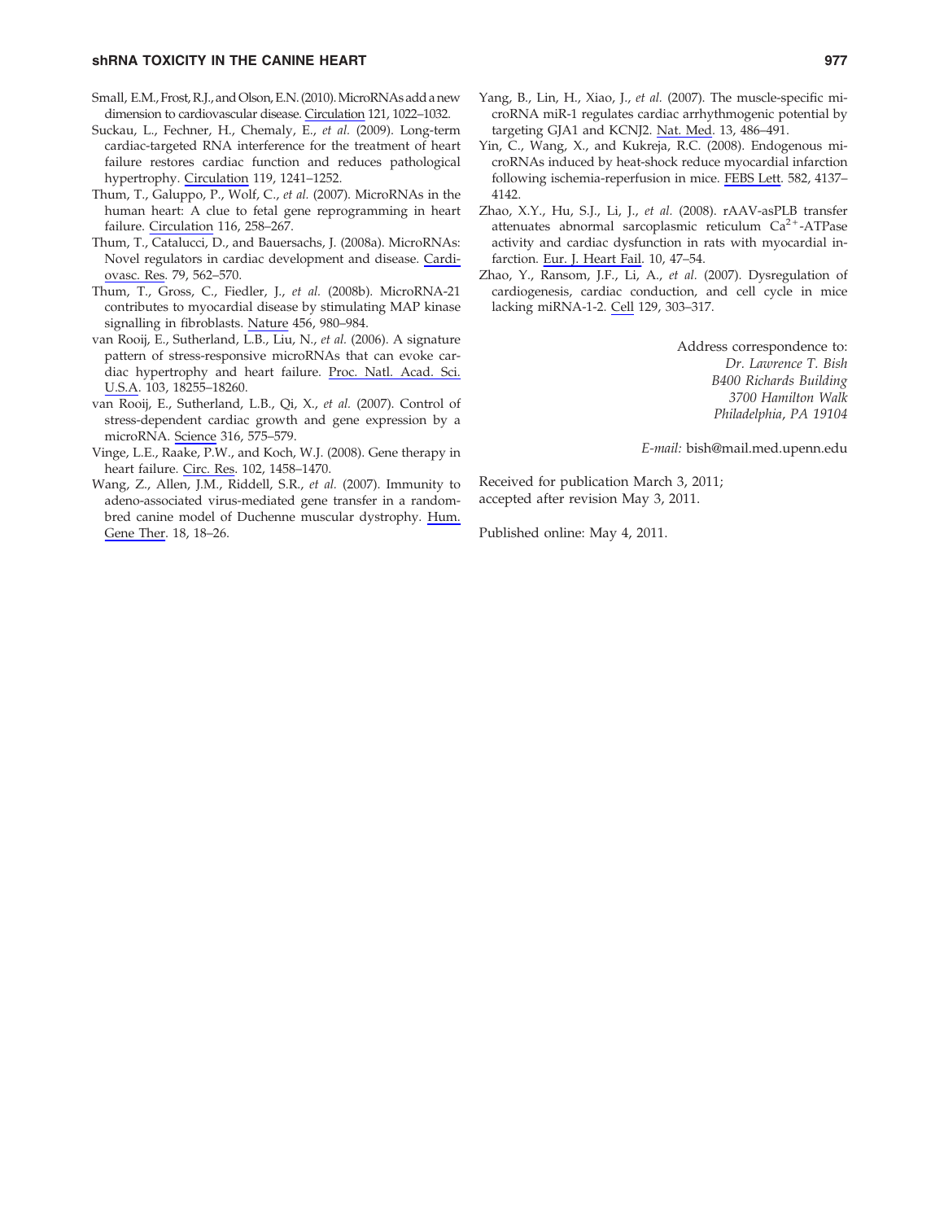Small, E.M., Frost, R.J., and Olson, E.N. (2010). MicroRNAs add a new dimension to cardiovascular disease. Circulation 121, 1022–1032.

Suckau, L., Fechner, H., Chemaly, E., *et al.* (2009). Long-term cardiac-targeted RNA interference for the treatment of heart failure restores cardiac function and reduces pathological hypertrophy. Circulation 119, 1241–1252.

Thum, T., Galuppo, P., Wolf, C., *et al.* (2007). MicroRNAs in the human heart: A clue to fetal gene reprogramming in heart failure. Circulation 116, 258–267.

Thum, T., Catalucci, D., and Bauersachs, J. (2008a). MicroRNAs: Novel regulators in cardiac development and disease. Cardiovasc. Res. 79, 562–570.

Thum, T., Gross, C., Fiedler, J., *et al.* (2008b). MicroRNA-21 contributes to myocardial disease by stimulating MAP kinase signalling in fibroblasts. Nature 456, 980–984.

van Rooij, E., Sutherland, L.B., Liu, N., *et al.* (2006). A signature pattern of stress-responsive microRNAs that can evoke cardiac hypertrophy and heart failure. Proc. Natl. Acad. Sci. U.S.A. 103, 18255–18260.

van Rooij, E., Sutherland, L.B., Qi, X., *et al.* (2007). Control of stress-dependent cardiac growth and gene expression by a microRNA. Science 316, 575–579.

Vinge, L.E., Raake, P.W., and Koch, W.J. (2008). Gene therapy in heart failure. Circ. Res. 102, 1458–1470.

Wang, Z., Allen, J.M., Riddell, S.R., *et al.* (2007). Immunity to adeno-associated virus-mediated gene transfer in a random-bred canine model of Duchenne muscular dystrophy. Hum. Gene Ther. 18, 18–26.

Yang, B., Lin, H., Xiao, J., *et al.* (2007). The muscle-specific microRNA miR-1 regulates cardiac arrhythmogenic potential by targeting GJA1 and KCNJ2. Nat. Med. 13, 486–491.

Yin, C., Wang, X., and Kukreja, R.C. (2008). Endogenous microRNAs induced by heat-shock reduce myocardial infarction following ischemia-reperfusion in mice. FEBS Lett. 582, 4137–4142.

Zhao, X.Y., Hu, S.J., Li, J., *et al.* (2008). rAAV-asPLB transfer attenuates abnormal sarcoplasmic reticulum $Ca^{2+}$-ATPase activity and cardiac dysfunction in rats with myocardial infarction. Eur. J. Heart Fail. 10, 47–54.

Zhao, Y., Ransom, J.F., Li, A., *et al.* (2007). Dysregulation of cardiogenesis, cardiac conduction, and cell cycle in mice lacking miRNA-1-2. Cell 129, 303–317.

Address correspondence to:
*Dr. Lawrence T. Bish*
*B400 Richards Building*
*3700 Hamilton Walk*
*Philadelphia, PA 19104*

*E-mail:* bish@mail.med.upenn.edu

Received for publication March 3, 2011;
accepted after revision May 3, 2011.

Published online: May 4, 2011.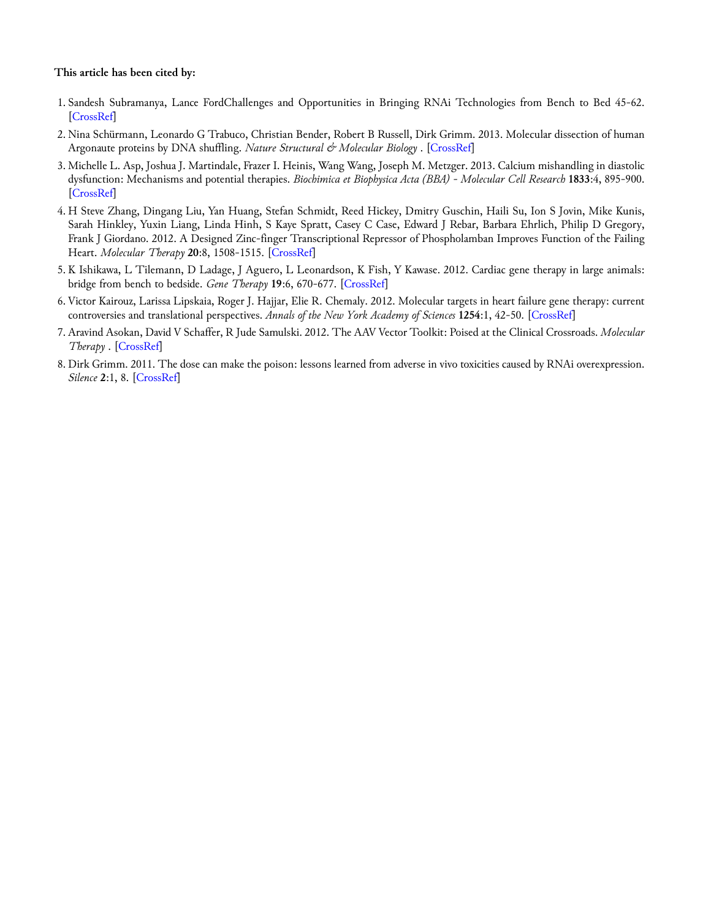**This article has been cited by:**

1. Sandesh Subramanya, Lance FordChallenges and Opportunities in Bringing RNAi Technologies from Bench to Bed 45-62. [CrossRef]
2. Nina Schürmann, Leonardo G Trabuco, Christian Bender, Robert B Russell, Dirk Grimm. 2013. Molecular dissection of human Argonaute proteins by DNA shuffling. *Nature Structural & Molecular Biology* . [CrossRef]
3. Michelle L. Asp, Joshua J. Martindale, Frazer I. Heinis, Wang Wang, Joseph M. Metzger. 2013. Calcium mishandling in diastolic dysfunction: Mechanisms and potential therapies. *Biochimica et Biophysica Acta (BBA) - Molecular Cell Research* **1833**:4, 895-900. [CrossRef]
4. H Steve Zhang, Dingang Liu, Yan Huang, Stefan Schmidt, Reed Hickey, Dmitry Guschin, Haili Su, Ion S Jovin, Mike Kunis, Sarah Hinkley, Yuxin Liang, Linda Hinh, S Kaye Spratt, Casey C Case, Edward J Rebar, Barbara Ehrlich, Philip D Gregory, Frank J Giordano. 2012. A Designed Zinc-finger Transcriptional Repressor of Phospholamban Improves Function of the Failing Heart. *Molecular Therapy* **20**:8, 1508-1515. [CrossRef]
5. K Ishikawa, L Tilemann, D Ladage, J Aguero, L Leonardson, K Fish, Y Kawase. 2012. Cardiac gene therapy in large animals: bridge from bench to bedside. *Gene Therapy* **19**:6, 670-677. [CrossRef]
6. Victor Kairouz, Larissa Lipskaia, Roger J. Hajjar, Elie R. Chemaly. 2012. Molecular targets in heart failure gene therapy: current controversies and translational perspectives. *Annals of the New York Academy of Sciences* **1254**:1, 42-50. [CrossRef]
7. Aravind Asokan, David V Schaffer, R Jude Samulski. 2012. The AAV Vector Toolkit: Poised at the Clinical Crossroads. *Molecular Therapy* . [CrossRef]
8. Dirk Grimm. 2011. The dose can make the poison: lessons learned from adverse in vivo toxicities caused by RNAi overexpression. *Silence* **2**:1, 8. [CrossRef]